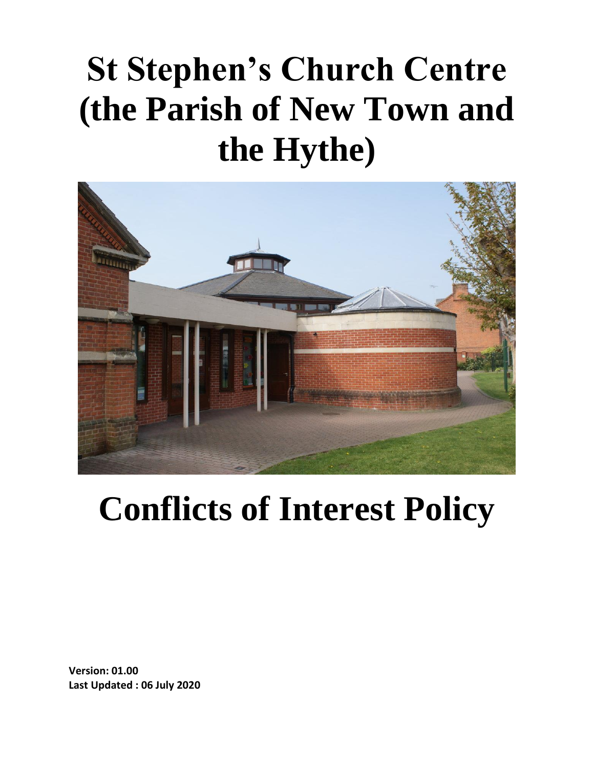# St Stephen's Church Centre (the Parish of New Town and the Hythe)

# Conflicts of Interest Policy

**Version: 01.00**
**Last Updated : 06 July 2020**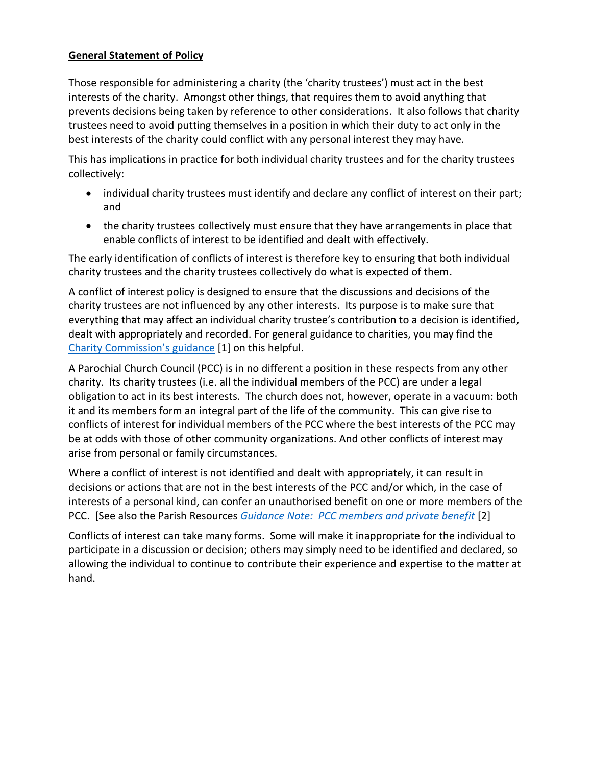## **General Statement of Policy**

Those responsible for administering a charity (the 'charity trustees') must act in the best interests of the charity. Amongst other things, that requires them to avoid anything that prevents decisions being taken by reference to other considerations. It also follows that charity trustees need to avoid putting themselves in a position in which their duty to act only in the best interests of the charity could conflict with any personal interest they may have.

This has implications in practice for both individual charity trustees and for the charity trustees collectively:

- individual charity trustees must identify and declare any conflict of interest on their part; and
- the charity trustees collectively must ensure that they have arrangements in place that enable conflicts of interest to be identified and dealt with effectively.

The early identification of conflicts of interest is therefore key to ensuring that both individual charity trustees and the charity trustees collectively do what is expected of them.

A conflict of interest policy is designed to ensure that the discussions and decisions of the charity trustees are not influenced by any other interests. Its purpose is to make sure that everything that may affect an individual charity trustee's contribution to a decision is identified, dealt with appropriately and recorded. For general guidance to charities, you may find the Charity Commission's guidance [1] on this helpful.

A Parochial Church Council (PCC) is in no different a position in these respects from any other charity. Its charity trustees (i.e. all the individual members of the PCC) are under a legal obligation to act in its best interests. The church does not, however, operate in a vacuum: both it and its members form an integral part of the life of the community. This can give rise to conflicts of interest for individual members of the PCC where the best interests of the PCC may be at odds with those of other community organizations. And other conflicts of interest may arise from personal or family circumstances.

Where a conflict of interest is not identified and dealt with appropriately, it can result in decisions or actions that are not in the best interests of the PCC and/or which, in the case of interests of a personal kind, can confer an unauthorised benefit on one or more members of the PCC. [See also the Parish Resources *Guidance Note: PCC members and private benefit* [2]

Conflicts of interest can take many forms. Some will make it inappropriate for the individual to participate in a discussion or decision; others may simply need to be identified and declared, so allowing the individual to continue to contribute their experience and expertise to the matter at hand.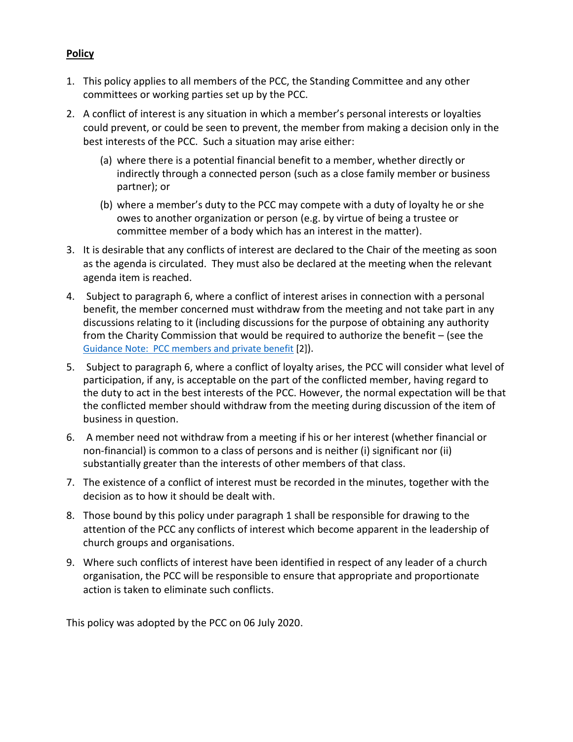**Policy**

1. This policy applies to all members of the PCC, the Standing Committee and any other committees or working parties set up by the PCC.

2. A conflict of interest is any situation in which a member's personal interests or loyalties could prevent, or could be seen to prevent, the member from making a decision only in the best interests of the PCC. Such a situation may arise either:

   (a) where there is a potential financial benefit to a member, whether directly or indirectly through a connected person (such as a close family member or business partner); or

   (b) where a member's duty to the PCC may compete with a duty of loyalty he or she owes to another organization or person (e.g. by virtue of being a trustee or committee member of a body which has an interest in the matter).

3. It is desirable that any conflicts of interest are declared to the Chair of the meeting as soon as the agenda is circulated. They must also be declared at the meeting when the relevant agenda item is reached.

4. Subject to paragraph 6, where a conflict of interest arises in connection with a personal benefit, the member concerned must withdraw from the meeting and not take part in any discussions relating to it (including discussions for the purpose of obtaining any authority from the Charity Commission that would be required to authorize the benefit – (see the Guidance Note: PCC members and private benefit [2]).

5. Subject to paragraph 6, where a conflict of loyalty arises, the PCC will consider what level of participation, if any, is acceptable on the part of the conflicted member, having regard to the duty to act in the best interests of the PCC. However, the normal expectation will be that the conflicted member should withdraw from the meeting during discussion of the item of business in question.

6. A member need not withdraw from a meeting if his or her interest (whether financial or non-financial) is common to a class of persons and is neither (i) significant nor (ii) substantially greater than the interests of other members of that class.

7. The existence of a conflict of interest must be recorded in the minutes, together with the decision as to how it should be dealt with.

8. Those bound by this policy under paragraph 1 shall be responsible for drawing to the attention of the PCC any conflicts of interest which become apparent in the leadership of church groups and organisations.

9. Where such conflicts of interest have been identified in respect of any leader of a church organisation, the PCC will be responsible to ensure that appropriate and proportionate action is taken to eliminate such conflicts.

This policy was adopted by the PCC on 06 July 2020.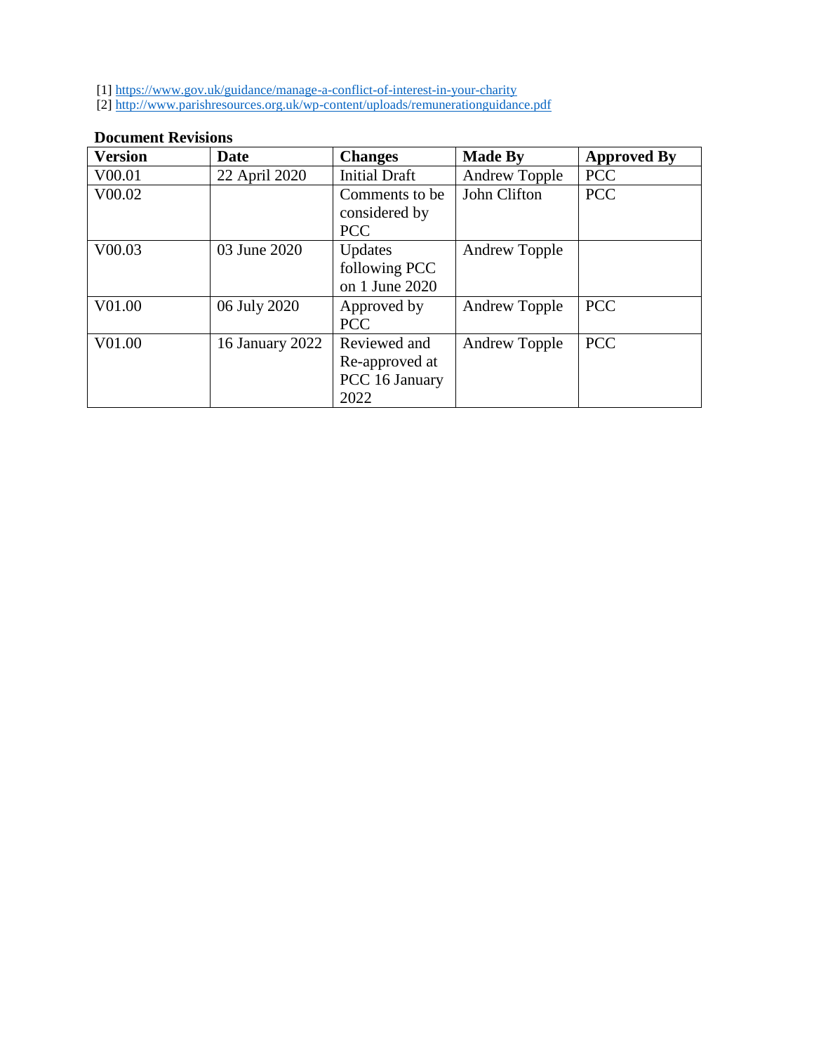[1] https://www.gov.uk/guidance/manage-a-conflict-of-interest-in-your-charity
[2] http://www.parishresources.org.uk/wp-content/uploads/remunerationguidance.pdf

**Document Revisions**

| Version | Date | Changes | Made By | Approved By |
| --- | --- | --- | --- | --- |
| V00.01 | 22 April 2020 | Initial Draft | Andrew Topple | PCC |
| V00.02 | | Comments to be considered by PCC | John Clifton | PCC |
| V00.03 | 03 June 2020 | Updates following PCC on 1 June 2020 | Andrew Topple | |
| V01.00 | 06 July 2020 | Approved by PCC | Andrew Topple | PCC |
| V01.00 | 16 January 2022 | Reviewed and Re-approved at PCC 16 January 2022 | Andrew Topple | PCC |